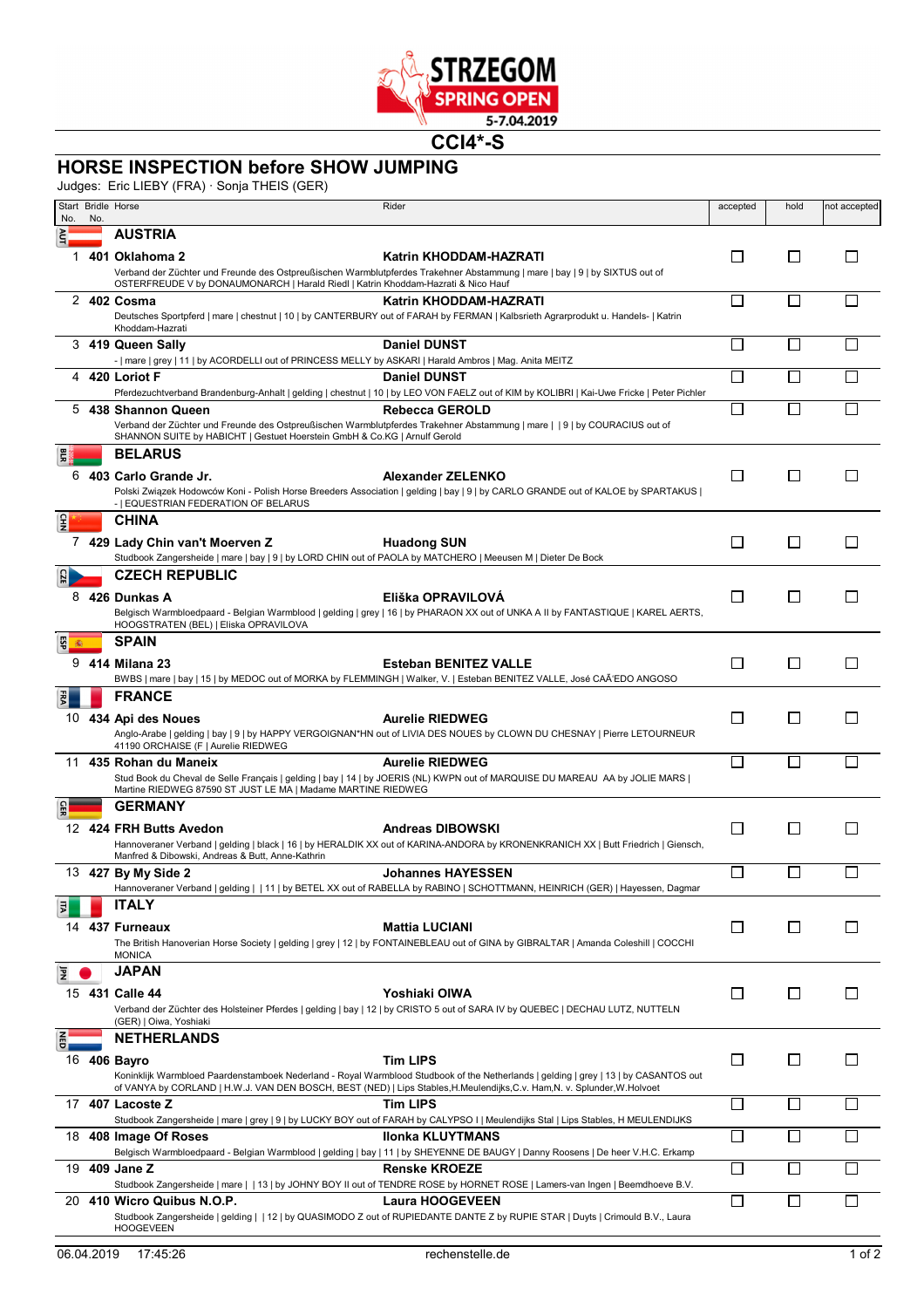STRZEGOM SPRING OPEN 5-7.04.2019

# CCI4*-S

## HORSE INSPECTION before SHOW JUMPING

Judges: Eric LIEBY (FRA) · Sonja THEIS (GER)

| Start No. | Bridle No. | Horse | Rider | accepted | hold | not accepted |
|---|---|---|---|---|---|---|
| | | **AUSTRIA** | | | | |
| 1 | **401** | **Oklahoma 2**<br>Verband der Züchter und Freunde des Ostpreußischen Warmblutpferdes Trakehner Abstammung \| mare \| bay \| 9 \| by SIXTUS out of OSTERFREUDE V by DONAUMONARCH \| Harald Riedl \| Katrin Khoddam-Hazrati & Nico Hauf | **Katrin KHODDAM-HAZRATI** | ☐ | ☐ | ☐ |
| 2 | **402** | **Cosma**<br>Deutsches Sportpferd \| mare \| chestnut \| 10 \| by CANTERBURY out of FARAH by FERMAN \| Kalbsrieth Agrarprodukt u. Handels- \| Katrin Khoddam-Hazrati | **Katrin KHODDAM-HAZRATI** | ☐ | ☐ | ☐ |
| 3 | **419** | **Queen Sally**<br>- \| mare \| grey \| 11 \| by ACORDELLI out of PRINCESS MELLY by ASKARI \| Harald Ambros \| Mag. Anita MEITZ | **Daniel DUNST** | ☐ | ☐ | ☐ |
| 4 | **420** | **Loriot F**<br>Pferdezuchtverband Brandenburg-Anhalt \| gelding \| chestnut \| 10 \| by LEO VON FAELZ out of KIM by KOLIBRI \| Kai-Uwe Fricke \| Peter Pichler | **Daniel DUNST** | ☐ | ☐ | ☐ |
| 5 | **438** | **Shannon Queen**<br>Verband der Züchter und Freunde des Ostpreußischen Warmblutpferdes Trakehner Abstammung \| mare \| \| 9 \| by COURACIUS out of SHANNON SUITE by HABICHT \| Gestuet Hoerstein GmbH & Co.KG \| Arnulf Gerold | **Rebecca GEROLD** | ☐ | ☐ | ☐ |
| | | **BELARUS** | | | | |
| 6 | **403** | **Carlo Grande Jr.**<br>Polski Związek Hodowców Koni - Polish Horse Breeders Association \| gelding \| bay \| 9 \| by CARLO GRANDE out of KALOE by SPARTAKUS \| - \| EQUESTRIAN FEDERATION OF BELARUS | **Alexander ZELENKO** | ☐ | ☐ | ☐ |
| | | **CHINA** | | | | |
| 7 | **429** | **Lady Chin van't Moerven Z**<br>Studbook Zangersheide \| mare \| bay \| 9 \| by LORD CHIN out of PAOLA by MATCHERO \| Meeusen M \| Dieter De Bock | **Huadong SUN** | ☐ | ☐ | ☐ |
| | | **CZECH REPUBLIC** | | | | |
| 8 | **426** | **Dunkas A**<br>Belgisch Warmbloedpaard - Belgian Warmblood \| gelding \| grey \| 16 \| by PHARAON XX out of UNKA A II by FANTASTIQUE \| KAREL AERTS, HOOGSTRATEN (BEL) \| Eliska OPRAVILOVA | **Eliška OPRAVILOVÁ** | ☐ | ☐ | ☐ |
| | | **SPAIN** | | | | |
| 9 | **414** | **Milana 23**<br>BWBS \| mare \| bay \| 15 \| by MEDOC out of MORKA by FLEMMINGH \| Walker, V. \| Esteban BENITEZ VALLE, José CAÃ'EDO ANGOSO | **Esteban BENITEZ VALLE** | ☐ | ☐ | ☐ |
| | | **FRANCE** | | | | |
| 10 | **434** | **Api des Noues**<br>Anglo-Arabe \| gelding \| bay \| 9 \| by HAPPY VERGOIGNAN*HN out of LIVIA DES NOUES by CLOWN DU CHESNAY \| Pierre LETOURNEUR 41190 ORCHAISE (F \| Aurelie RIEDWEG | **Aurelie RIEDWEG** | ☐ | ☐ | ☐ |
| 11 | **435** | **Rohan du Maneix**<br>Stud Book du Cheval de Selle Français \| gelding \| bay \| 14 \| by JOERIS (NL) KWPN out of MARQUISE DU MAREAU AA by JOLIE MARS \| Martine RIEDWEG 87590 ST JUST LE MA \| Madame MARTINE RIEDWEG | **Aurelie RIEDWEG** | ☐ | ☐ | ☐ |
| | | **GERMANY** | | | | |
| 12 | **424** | **FRH Butts Avedon**<br>Hannoveraner Verband \| gelding \| black \| 16 \| by HERALDIK XX out of KARINA-ANDORA by KRONENKRANICH XX \| Butt Friedrich \| Giensch, Manfred & Dibowski, Andreas & Butt, Anne-Kathrin | **Andreas DIBOWSKI** | ☐ | ☐ | ☐ |
| 13 | **427** | **By My Side 2**<br>Hannoveraner Verband \| gelding \| \| 11 \| by BETEL XX out of RABELLA by RABINO \| SCHOTTMANN, HEINRICH (GER) \| Hayessen, Dagmar | **Johannes HAYESSEN** | ☐ | ☐ | ☐ |
| | | **ITALY** | | | | |
| 14 | **437** | **Furneaux**<br>The British Hanoverian Horse Society \| gelding \| grey \| 12 \| by FONTAINEBLEAU out of GINA by GIBRALTAR \| Amanda Coleshill \| COCCHI MONICA | **Mattia LUCIANI** | ☐ | ☐ | ☐ |
| | | **JAPAN** | | | | |
| 15 | **431** | **Calle 44**<br>Verband der Züchter des Holsteiner Pferdes \| gelding \| bay \| 12 \| by CRISTO 5 out of SARA IV by QUEBEC \| DECHAU LUTZ, NUTTELN (GER) \| Oiwa, Yoshiaki | **Yoshiaki OIWA** | ☐ | ☐ | ☐ |
| | | **NETHERLANDS** | | | | |
| 16 | **406** | **Bayro**<br>Koninklijk Warmbloed Paardenstamboek Nederland - Royal Warmblood Studbook of the Netherlands \| gelding \| grey \| 13 \| by CASANTOS out of VANYA by CORLAND \| H.W.J. VAN DEN BOSCH, BEST (NED) \| Lips Stables,H.Meulendijks,C.v. Ham,N. v. Splunder,W.Holvoet | **Tim LIPS** | ☐ | ☐ | ☐ |
| 17 | **407** | **Lacoste Z**<br>Studbook Zangersheide \| mare \| grey \| 9 \| by LUCKY BOY out of FARAH by CALYPSO I \| Meulendijks Stal \| Lips Stables, H MEULENDIJKS | **Tim LIPS** | ☐ | ☐ | ☐ |
| 18 | **408** | **Image Of Roses**<br>Belgisch Warmbloedpaard - Belgian Warmblood \| gelding \| bay \| 11 \| by SHEYENNE DE BAUGY \| Danny Roosens \| De heer V.H.C. Erkamp | **Ilonka KLUYTMANS** | ☐ | ☐ | ☐ |
| 19 | **409** | **Jane Z**<br>Studbook Zangersheide \| mare \| \| 13 \| by JOHNY BOY II out of TENDRE ROSE by HORNET ROSE \| Lamers-van Ingen \| Beemdhoeve B.V. | **Renske KROEZE** | ☐ | ☐ | ☐ |
| 20 | **410** | **Wicro Quibus N.O.P.**<br>Studbook Zangersheide \| gelding \| \| 12 \| by QUASIMODO Z out of RUPIEDANTE DANTE Z by RUPIE STAR \| Duyts \| Crimould B.V., Laura HOOGEVEEN | **Laura HOOGEVEEN** | ☐ | ☐ | ☐ |

06.04.2019 17:45:26 rechenstelle.de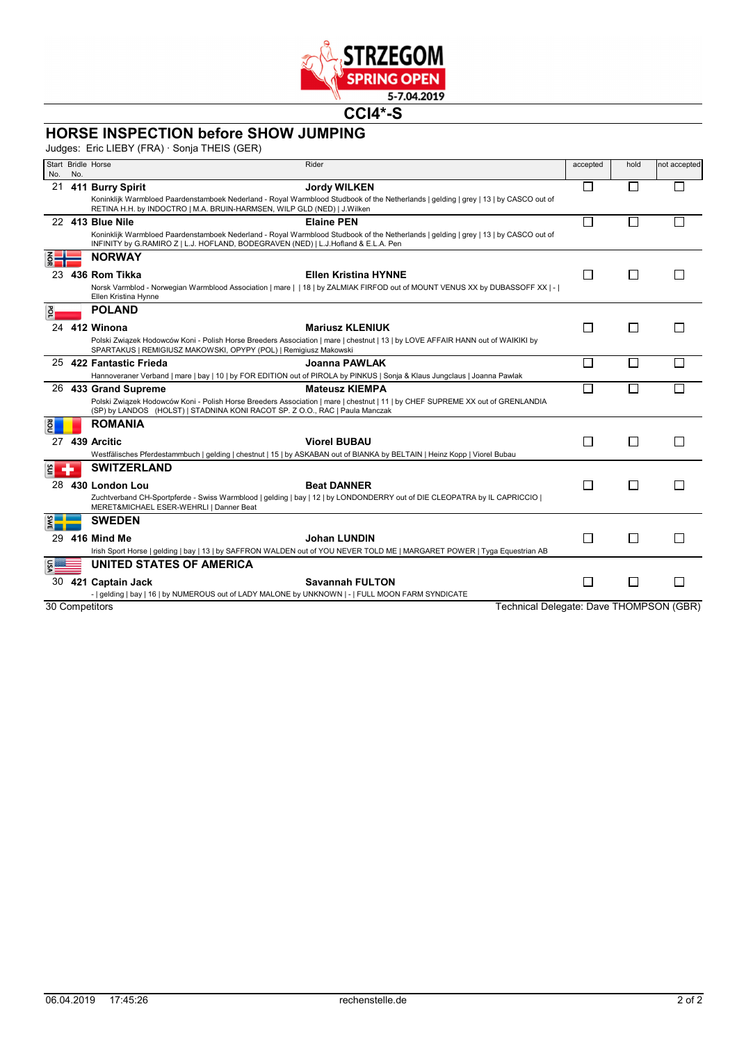# CCI4*-S

## HORSE INSPECTION before SHOW JUMPING

Judges: Eric LIEBY (FRA) · Sonja THEIS (GER)

| Start No. | Bridle No. | Horse | Rider | accepted | hold | not accepted |
|---|---|---|---|---|---|---|
| 21 | 411 | **Burry Spirit**<br>Koninklijk Warmbloed Paardenstamboek Nederland - Royal Warmblood Studbook of the Netherlands \| gelding \| grey \| 13 \| by CASCO out of RETINA H.H. by INDOCTRO \| M.A. BRUIN-HARMSEN, WILP GLD (NED) \| J.Wilken | **Jordy WILKEN** | ☐ | ☐ | ☐ |
| 22 | 413 | **Blue Nile**<br>Koninklijk Warmbloed Paardenstamboek Nederland - Royal Warmblood Studbook of the Netherlands \| gelding \| grey \| 13 \| by CASCO out of INFINITY by G.RAMIRO Z \| L.J. HOFLAND, BODEGRAVEN (NED) \| L.J.Hofland & E.L.A. Pen | **Elaine PEN** | ☐ | ☐ | ☐ |
| | | **NOR NORWAY** | | | | |
| 23 | 436 | **Rom Tikka**<br>Norsk Varmblod - Norwegian Warmblood Association \| mare \| \| 18 \| by ZALMIAK FIRFOD out of MOUNT VENUS XX by DUBASSOFF XX \| - \| Ellen Kristina Hynne | **Ellen Kristina HYNNE** | ☐ | ☐ | ☐ |
| | | **POL POLAND** | | | | |
| 24 | 412 | **Winona**<br>Polski Związek Hodowców Koni - Polish Horse Breeders Association \| mare \| chestnut \| 13 \| by LOVE AFFAIR HANN out of WAIKIKI by SPARTAKUS \| REMIGIUSZ MAKOWSKI, OPYPY (POL) \| Remigiusz Makowski | **Mariusz KLENIUK** | ☐ | ☐ | ☐ |
| 25 | 422 | **Fantastic Frieda**<br>Hannoveraner Verband \| mare \| bay \| 10 \| by FOR EDITION out of PIROLA by PINKUS \| Sonja & Klaus Jungclaus \| Joanna Pawlak | **Joanna PAWLAK** | ☐ | ☐ | ☐ |
| 26 | 433 | **Grand Supreme**<br>Polski Związek Hodowców Koni - Polish Horse Breeders Association \| mare \| chestnut \| 11 \| by CHEF SUPREME XX out of GRENLANDIA (SP) by LANDOS (HOLST) \| STADNINA KONI RACOT SP. Z O.O., RAC \| Paula Manczak | **Mateusz KIEMPA** | ☐ | ☐ | ☐ |
| | | **ROU ROMANIA** | | | | |
| 27 | 439 | **Arcitic**<br>Westfälisches Pferdestammbuch \| gelding \| chestnut \| 15 \| by ASKABAN out of BIANKA by BELTAIN \| Heinz Kopp \| Viorel Bubau | **Viorel BUBAU** | ☐ | ☐ | ☐ |
| | | **SUI SWITZERLAND** | | | | |
| 28 | 430 | **London Lou**<br>Zuchtverband CH-Sportpferde - Swiss Warmblood \| gelding \| bay \| 12 \| by LONDONDERRY out of DIE CLEOPATRA by IL CAPRICCIO \| MERET&MICHAEL ESER-WEHRLI \| Danner Beat | **Beat DANNER** | ☐ | ☐ | ☐ |
| | | **SWE SWEDEN** | | | | |
| 29 | 416 | **Mind Me**<br>Irish Sport Horse \| gelding \| bay \| 13 \| by SAFFRON WALDEN out of YOU NEVER TOLD ME \| MARGARET POWER \| Tyga Equestrian AB | **Johan LUNDIN** | ☐ | ☐ | ☐ |
| | | **USA UNITED STATES OF AMERICA** | | | | |
| 30 | 421 | **Captain Jack**<br>- \| gelding \| bay \| 16 \| by NUMEROUS out of LADY MALONE by UNKNOWN \| - \| FULL MOON FARM SYNDICATE | **Savannah FULTON** | ☐ | ☐ | ☐ |

30 Competitors

Technical Delegate: Dave THOMPSON (GBR)